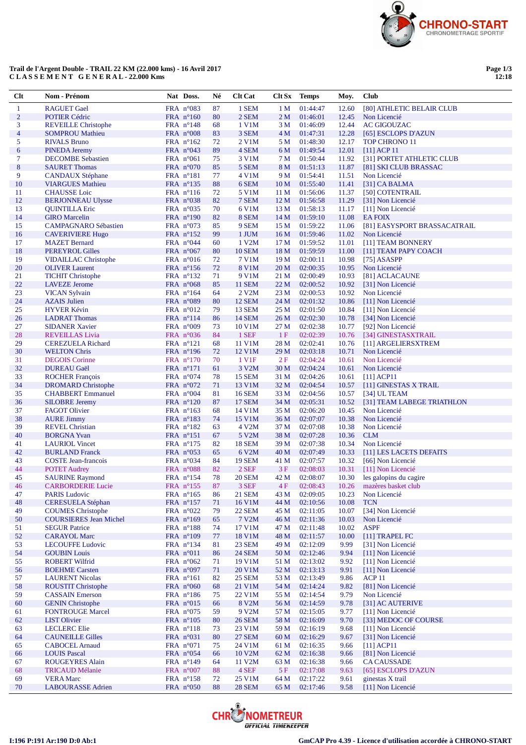**Trail de l'Argent Double - TRAIL 22 KM (22.000 kms) - 16 Avril 2017**
**C L A S S E M E N T   G E N E R A L - 22.000 Kms**

| Clt | Nom - Prénom | Nat | Doss. | Né | Clt Cat | Clt Sx | Temps | Moy. | Club |
|---|---|---|---|---|---|---|---|---|---|
| 1 | RAGUET Gael | FRA | n°083 | 87 | 1 SEM | 1 M | 01:44:47 | 12.60 | [80] ATHLETIC BELAIR CLUB |
| 2 | POTIER Cédric | FRA | n°160 | 80 | 2 SEM | 2 M | 01:46:01 | 12.45 | Non Licencié |
| 3 | REVEILLE Christophe | FRA | n°148 | 68 | 1 V1M | 3 M | 01:46:09 | 12.44 | AC GIGOUZAC |
| 4 | SOMPROU Mathieu | FRA | n°008 | 83 | 3 SEM | 4 M | 01:47:31 | 12.28 | [65] ESCLOPS D'AZUN |
| 5 | RIVALS Bruno | FRA | n°162 | 72 | 2 V1M | 5 M | 01:48:30 | 12.17 | TOP CHRONO 11 |
| 6 | PINEDA Jeremy | FRA | n°043 | 89 | 4 SEM | 6 M | 01:49:54 | 12.01 | [11] ACP 11 |
| 7 | DECOMBE Sebastien | FRA | n°061 | 75 | 3 V1M | 7 M | 01:50:44 | 11.92 | [31] PORTET ATHLETIC CLUB |
| 8 | SAURET Thomas | FRA | n°070 | 85 | 5 SEM | 8 M | 01:51:13 | 11.87 | [81] SKI CLUB BRASSAC |
| 9 | CANDAUX Stéphane | FRA | n°181 | 77 | 4 V1M | 9 M | 01:54:41 | 11.51 | Non Licencié |
| 10 | VIARGUES Mathieu | FRA | n°135 | 88 | 6 SEM | 10 M | 01:55:40 | 11.41 | [31] CA BALMA |
| 11 | CHAUSSE Loic | FRA | n°116 | 72 | 5 V1M | 11 M | 01:56:06 | 11.37 | [50] COTENTRAIL |
| 12 | BERJONNEAU Ulysse | FRA | n°038 | 82 | 7 SEM | 12 M | 01:56:58 | 11.29 | [31] Non Licencié |
| 13 | QUINTILLA Eric | FRA | n°035 | 70 | 6 V1M | 13 M | 01:58:13 | 11.17 | [11] Non Licencié |
| 14 | GIRO Marcelin | FRA | n°190 | 82 | 8 SEM | 14 M | 01:59:10 | 11.08 | EA FOIX |
| 15 | CAMPAGNARO Sébastien | FRA | n°073 | 85 | 9 SEM | 15 M | 01:59:22 | 11.06 | [81] EASYSPORT BRASSACATRAIL |
| 16 | CAVERIVIERE Hugo | FRA | n°152 | 99 | 1 JUM | 16 M | 01:59:46 | 11.02 | Non Licencié |
| 17 | MAZET Bernard | FRA | n°044 | 60 | 1 V2M | 17 M | 01:59:52 | 11.01 | [11] TEAM BONNERY |
| 18 | PEREYROL Gilles | FRA | n°067 | 80 | 10 SEM | 18 M | 01:59:59 | 11.00 | [11] TEAM PAPY COACH |
| 19 | VIDAILLAC Christophe | FRA | n°016 | 72 | 7 V1M | 19 M | 02:00:11 | 10.98 | [75] ASASPP |
| 20 | OLIVER Laurent | FRA | n°156 | 72 | 8 V1M | 20 M | 02:00:35 | 10.95 | Non Licencié |
| 21 | TICHIT Christophe | FRA | n°132 | 71 | 9 V1M | 21 M | 02:00:49 | 10.93 | [81] ACLACAUNE |
| 22 | LAVEZE Jerome | FRA | n°068 | 85 | 11 SEM | 22 M | 02:00:52 | 10.92 | [31] Non Licencié |
| 23 | VICAN Sylvain | FRA | n°164 | 74 | 2 V2M | 23 M | 02:00:53 | 10.92 | Non Licencié |
| 24 | AZAIS Julien | FRA | n°089 | 80 | 12 SEM | 24 M | 02:01:32 | 10.86 | [11] Non Licencié |
| 25 | HYVER Kévin | FRA | n°012 | 79 | 13 SEM | 25 M | 02:01:50 | 10.84 | [11] Non Licencié |
| 26 | LADRAT Thomas | FRA | n°114 | 86 | 14 SEM | 26 M | 02:02:30 | 10.78 | [34] Non Licencié |
| 27 | SIDANER Xavier | FRA | n°009 | 73 | 10 V1M | 27 M | 02:02:38 | 10.77 | [92] Non Licencié |
| 28 | REVEILLAS Livia | FRA | n°036 | 84 | 1 SEF | 1 F | 02:02:39 | 10.76 | [34] GINESTASXTRAIL |
| 29 | CEREZUELA Richard | FRA | n°121 | 68 | 11 V1M | 28 M | 02:02:41 | 10.76 | [11] ARGELIERSXTREM |
| 30 | WELTON Chris | FRA | n°196 | 72 | 12 V1M | 29 M | 02:03:18 | 10.71 | Non Licencié |
| 31 | DEGOIS Corinne | FRA | n°170 | 70 | 1 V1F | 2 F | 02:04:24 | 10.61 | Non Licencié |
| 32 | DUREAU Gaël | FRA | n°171 | 61 | 3 V2M | 30 M | 02:04:24 | 10.61 | Non Licencié |
| 33 | ROCHER François | FRA | n°074 | 78 | 15 SEM | 31 M | 02:04:26 | 10.61 | [11] ACP11 |
| 34 | DROMARD Christophe | FRA | n°072 | 71 | 13 V1M | 32 M | 02:04:54 | 10.57 | [11] GINESTAS X TRAIL |
| 35 | CHABBERT Emmanuel | FRA | n°004 | 81 | 16 SEM | 33 M | 02:04:56 | 10.57 | [34] UL TEAM |
| 36 | SILOBRE Jeremy | FRA | n°120 | 87 | 17 SEM | 34 M | 02:05:31 | 10.52 | [31] TEAM LABEGE TRIATHLON |
| 37 | FAGOT Olivier | FRA | n°163 | 68 | 14 V1M | 35 M | 02:06:20 | 10.45 | Non Licencié |
| 38 | AURE Jimmy | FRA | n°183 | 74 | 15 V1M | 36 M | 02:07:07 | 10.38 | Non Licencié |
| 39 | REVEL Christian | FRA | n°182 | 63 | 4 V2M | 37 M | 02:07:08 | 10.38 | Non Licencié |
| 40 | BORGNA Yvan | FRA | n°151 | 67 | 5 V2M | 38 M | 02:07:28 | 10.36 | CLM |
| 41 | LAURIOL Vincet | FRA | n°175 | 82 | 18 SEM | 39 M | 02:07:38 | 10.34 | Non Licencié |
| 42 | BURLAND Franck | FRA | n°053 | 65 | 6 V2M | 40 M | 02:07:49 | 10.33 | [11] LES LACETS DEFAITS |
| 43 | COSTE Jean-francois | FRA | n°034 | 84 | 19 SEM | 41 M | 02:07:57 | 10.32 | [66] Non Licencié |
| 44 | POTET Audrey | FRA | n°088 | 82 | 2 SEF | 3 F | 02:08:03 | 10.31 | [11] Non Licencié |
| 45 | SAURINE Raymond | FRA | n°154 | 78 | 20 SEM | 42 M | 02:08:07 | 10.30 | les galopins du cagire |
| 46 | CARBORDERIE Lucie | FRA | n°155 | 87 | 3 SEF | 4 F | 02:08:43 | 10.26 | mazères basket club |
| 47 | PARIS Ludovic | FRA | n°165 | 86 | 21 SEM | 43 M | 02:09:05 | 10.23 | Non Licencié |
| 48 | CERESUELA Stéphan | FRA | n°157 | 71 | 16 V1M | 44 M | 02:10:56 | 10.08 | TCN |
| 49 | COUMES Christophe | FRA | n°022 | 79 | 22 SEM | 45 M | 02:11:05 | 10.07 | [34] Non Licencié |
| 50 | CHASSIERES Jean Michel | FRA | n°169 | 65 | 7 V2M | 46 M | 02:11:36 | 10.03 | Non Licencié |
| 51 | SEGUR Patrice | FRA | n°188 | 74 | 17 V1M | 47 M | 02:11:48 | 10.02 | ASPF |
| 52 | CARAYOL Marc | FRA | n°109 | 77 | 18 V1M | 48 M | 02:11:57 | 10.00 | [11] TRAPEL FC |
| 53 | LECOUFFE Ludovic | FRA | n°134 | 81 | 23 SEM | 49 M | 02:12:09 | 9.99 | [31] Non Licencié |
| 54 | GOUBIN Louis | FRA | n°011 | 86 | 24 SEM | 50 M | 02:12:46 | 9.94 | [11] Non Licencié |
| 55 | ROBERT Wilfrid | FRA | n°062 | 71 | 19 V1M | 51 M | 02:13:02 | 9.92 | [11] Non Licencié |
| 56 | BOEHME Carsten | FRA | n°097 | 71 | 20 V1M | 52 M | 02:13:13 | 9.91 | [11] Non Licencié |
| 57 | LAURENT Nicolas | FRA | n°161 | 82 | 25 SEM | 53 M | 02:13:49 | 9.86 | ACP 11 |
| 58 | ROUSTIT Christophe | FRA | n°060 | 68 | 21 V1M | 54 M | 02:14:24 | 9.82 | [81] Non Licencié |
| 59 | CASSAIN Emerson | FRA | n°186 | 75 | 22 V1M | 55 M | 02:14:54 | 9.79 | Non Licencié |
| 60 | GENIN Christophe | FRA | n°015 | 66 | 8 V2M | 56 M | 02:14:59 | 9.78 | [31] AC AUTERIVE |
| 61 | FONTROUGE Marcel | FRA | n°075 | 59 | 9 V2M | 57 M | 02:15:05 | 9.77 | [11] Non Licencié |
| 62 | LIST Olivier | FRA | n°105 | 80 | 26 SEM | 58 M | 02:16:09 | 9.70 | [33] MEDOC OF COURSE |
| 63 | LECLERC Elie | FRA | n°118 | 73 | 23 V1M | 59 M | 02:16:19 | 9.68 | [11] Non Licencié |
| 64 | CAUNEILLE Gilles | FRA | n°031 | 80 | 27 SEM | 60 M | 02:16:29 | 9.67 | [31] Non Licencié |
| 65 | CABOCEL Arnaud | FRA | n°071 | 75 | 24 V1M | 61 M | 02:16:35 | 9.66 | [11] ACP11 |
| 66 | LOUIS Pascal | FRA | n°054 | 66 | 10 V2M | 62 M | 02:16:38 | 9.66 | [81] Non Licencié |
| 67 | ROUGEYRES Alain | FRA | n°149 | 64 | 11 V2M | 63 M | 02:16:38 | 9.66 | CA CAUSSADE |
| 68 | TRICAUD Mélanie | FRA | n°007 | 88 | 4 SEF | 5 F | 02:17:08 | 9.63 | [65] ESCLOPS D'AZUN |
| 69 | VERA Marc | FRA | n°158 | 72 | 25 V1M | 64 M | 02:17:22 | 9.61 | ginestas X trail |
| 70 | LABOURASSE Adrien | FRA | n°050 | 88 | 28 SEM | 65 M | 02:17:46 | 9.58 | [11] Non Licencié |

I:196 P:191 Ar:190 D:0 Ab:1

GmCAP Pro 4.39 - Licence d'utilisation accordée à CHRONO-START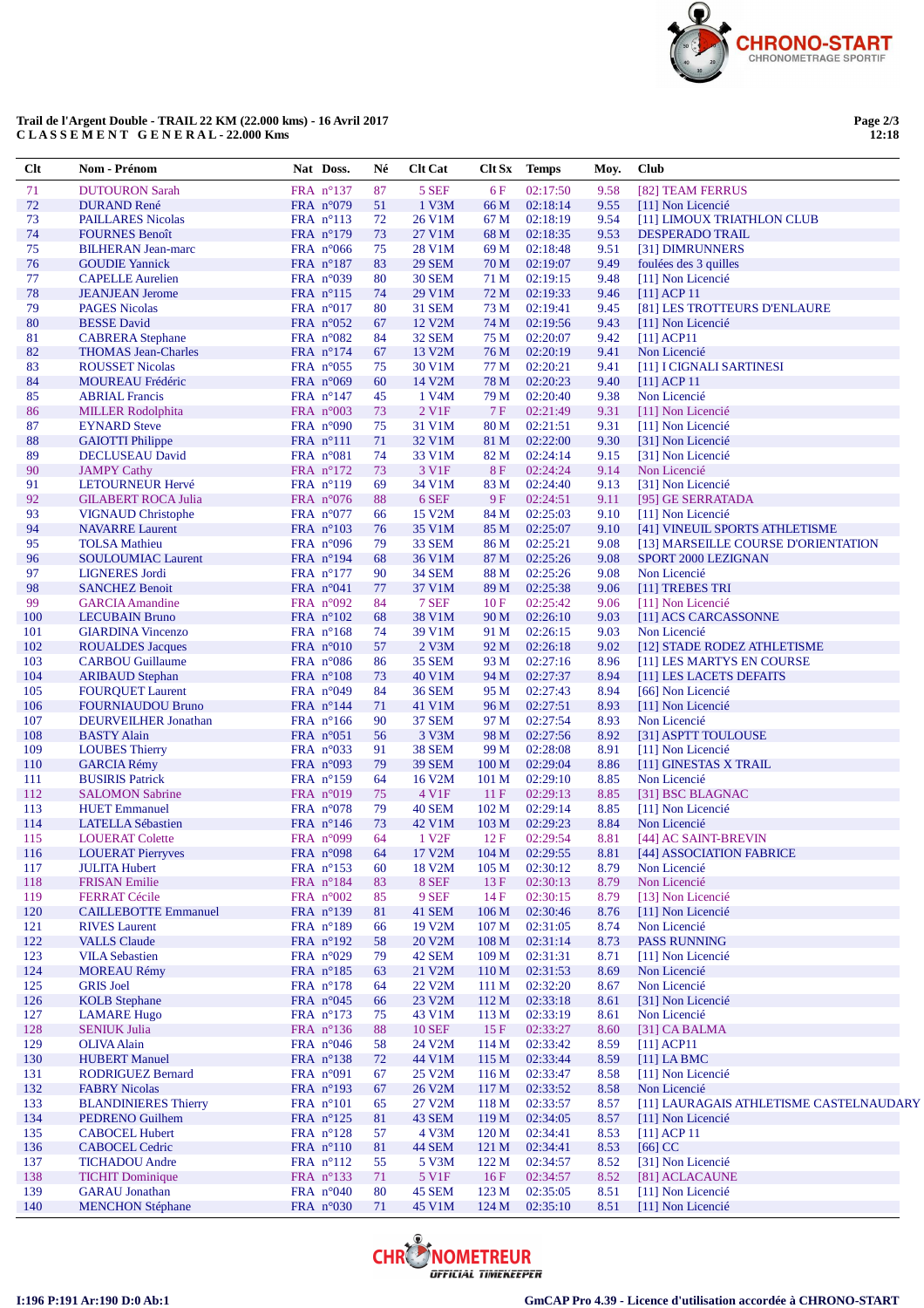Trail de l'Argent Double - TRAIL 22 KM (22.000 kms) - 16 Avril 2017
CLASSEMENT GENERAL - 22.000 Kms

| Clt | Nom - Prénom | Nat | Doss. | Né | Clt Cat | Clt Sx | Temps | Moy. | Club |
|---|---|---|---|---|---|---|---|---|---|
| 71 | DUTOURON Sarah | FRA | n°137 | 87 | 5 SEF | 6 F | 02:17:50 | 9.58 | [82] TEAM FERRUS |
| 72 | DURAND René | FRA | n°079 | 51 | 1 V3M | 66 M | 02:18:14 | 9.55 | [11] Non Licencié |
| 73 | PAILLARES Nicolas | FRA | n°113 | 72 | 26 V1M | 67 M | 02:18:19 | 9.54 | [11] LIMOUX TRIATHLON CLUB |
| 74 | FOURNES Benoît | FRA | n°179 | 73 | 27 V1M | 68 M | 02:18:35 | 9.53 | DESPERADO TRAIL |
| 75 | BILHERAN Jean-marc | FRA | n°066 | 75 | 28 V1M | 69 M | 02:18:48 | 9.51 | [31] DIMRUNNERS |
| 76 | GOUDIE Yannick | FRA | n°187 | 83 | 29 SEM | 70 M | 02:19:07 | 9.49 | foulées des 3 quilles |
| 77 | CAPELLE Aurelien | FRA | n°039 | 80 | 30 SEM | 71 M | 02:19:15 | 9.48 | [11] Non Licencié |
| 78 | JEANJEAN Jerome | FRA | n°115 | 74 | 29 V1M | 72 M | 02:19:33 | 9.46 | [11] ACP 11 |
| 79 | PAGES Nicolas | FRA | n°017 | 80 | 31 SEM | 73 M | 02:19:41 | 9.45 | [81] LES TROTTEURS D'ENLAURE |
| 80 | BESSE David | FRA | n°052 | 67 | 12 V2M | 74 M | 02:19:56 | 9.43 | [11] Non Licencié |
| 81 | CABRERA Stephane | FRA | n°082 | 84 | 32 SEM | 75 M | 02:20:07 | 9.42 | [11] ACP11 |
| 82 | THOMAS Jean-Charles | FRA | n°174 | 67 | 13 V2M | 76 M | 02:20:19 | 9.41 | Non Licencié |
| 83 | ROUSSET Nicolas | FRA | n°055 | 75 | 30 V1M | 77 M | 02:20:21 | 9.41 | [11] I CIGNALI SARTINESI |
| 84 | MOUREAU Frédéric | FRA | n°069 | 60 | 14 V2M | 78 M | 02:20:23 | 9.40 | [11] ACP 11 |
| 85 | ABRIAL Francis | FRA | n°147 | 45 | 1 V4M | 79 M | 02:20:40 | 9.38 | Non Licencié |
| 86 | MILLER Rodolphita | FRA | n°003 | 73 | 2 V1F | 7 F | 02:21:49 | 9.31 | [11] Non Licencié |
| 87 | EYNARD Steve | FRA | n°090 | 75 | 31 V1M | 80 M | 02:21:51 | 9.31 | [11] Non Licencié |
| 88 | GAIOTTI Philippe | FRA | n°111 | 71 | 32 V1M | 81 M | 02:22:00 | 9.30 | [31] Non Licencié |
| 89 | DECLUSEAU David | FRA | n°081 | 74 | 33 V1M | 82 M | 02:24:14 | 9.15 | [31] Non Licencié |
| 90 | JAMPY Cathy | FRA | n°172 | 73 | 3 V1F | 8 F | 02:24:24 | 9.14 | Non Licencié |
| 91 | LETOURNEUR Hervé | FRA | n°119 | 69 | 34 V1M | 83 M | 02:24:40 | 9.13 | [31] Non Licencié |
| 92 | GILABERT ROCA Julia | FRA | n°076 | 88 | 6 SEF | 9 F | 02:24:51 | 9.11 | [95] GE SERRATADA |
| 93 | VIGNAUD Christophe | FRA | n°077 | 66 | 15 V2M | 84 M | 02:25:03 | 9.10 | [11] Non Licencié |
| 94 | NAVARRE Laurent | FRA | n°103 | 76 | 35 V1M | 85 M | 02:25:07 | 9.10 | [41] VINEUIL SPORTS ATHLETISME |
| 95 | TOLSA Mathieu | FRA | n°096 | 79 | 33 SEM | 86 M | 02:25:21 | 9.08 | [13] MARSEILLE COURSE D'ORIENTATION |
| 96 | SOULOUMIAC Laurent | FRA | n°194 | 68 | 36 V1M | 87 M | 02:25:26 | 9.08 | SPORT 2000 LEZIGNAN |
| 97 | LIGNERES Jordi | FRA | n°177 | 90 | 34 SEM | 88 M | 02:25:26 | 9.08 | Non Licencié |
| 98 | SANCHEZ Benoit | FRA | n°041 | 77 | 37 V1M | 89 M | 02:25:38 | 9.06 | [11] TREBES TRI |
| 99 | GARCIA Amandine | FRA | n°092 | 84 | 7 SEF | 10 F | 02:25:42 | 9.06 | [11] Non Licencié |
| 100 | LECUBAIN Bruno | FRA | n°102 | 68 | 38 V1M | 90 M | 02:26:10 | 9.03 | [11] ACS CARCASSONNE |
| 101 | GIARDINA Vincenzo | FRA | n°168 | 74 | 39 V1M | 91 M | 02:26:15 | 9.03 | Non Licencié |
| 102 | ROUALDES Jacques | FRA | n°010 | 57 | 2 V3M | 92 M | 02:26:18 | 9.02 | [12] STADE RODEZ ATHLETISME |
| 103 | CARBOU Guillaume | FRA | n°086 | 86 | 35 SEM | 93 M | 02:27:16 | 8.96 | [11] LES MARTYS EN COURSE |
| 104 | ARIBAUD Stephan | FRA | n°108 | 73 | 40 V1M | 94 M | 02:27:37 | 8.94 | [11] LES LACETS DEFAITS |
| 105 | FOURQUET Laurent | FRA | n°049 | 84 | 36 SEM | 95 M | 02:27:43 | 8.94 | [66] Non Licencié |
| 106 | FOURNIAUDOU Bruno | FRA | n°144 | 71 | 41 V1M | 96 M | 02:27:51 | 8.93 | [11] Non Licencié |
| 107 | DEURVEILHER Jonathan | FRA | n°166 | 90 | 37 SEM | 97 M | 02:27:54 | 8.93 | Non Licencié |
| 108 | BASTY Alain | FRA | n°051 | 56 | 3 V3M | 98 M | 02:27:56 | 8.92 | [31] ASPTT TOULOUSE |
| 109 | LOUBES Thierry | FRA | n°033 | 91 | 38 SEM | 99 M | 02:28:08 | 8.91 | [11] Non Licencié |
| 110 | GARCIA Rémy | FRA | n°093 | 79 | 39 SEM | 100 M | 02:29:04 | 8.86 | [11] GINESTAS X TRAIL |
| 111 | BUSIRIS Patrick | FRA | n°159 | 64 | 16 V2M | 101 M | 02:29:10 | 8.85 | Non Licencié |
| 112 | SALOMON Sabrine | FRA | n°019 | 75 | 4 V1F | 11 F | 02:29:13 | 8.85 | [31] BSC BLAGNAC |
| 113 | HUET Emmanuel | FRA | n°078 | 79 | 40 SEM | 102 M | 02:29:14 | 8.85 | [11] Non Licencié |
| 114 | LATELLA Sébastien | FRA | n°146 | 73 | 42 V1M | 103 M | 02:29:23 | 8.84 | Non Licencié |
| 115 | LOUERAT Colette | FRA | n°099 | 64 | 1 V2F | 12 F | 02:29:54 | 8.81 | [44] AC SAINT-BREVIN |
| 116 | LOUERAT Pierryves | FRA | n°098 | 64 | 17 V2M | 104 M | 02:29:55 | 8.81 | [44] ASSOCIATION FABRICE |
| 117 | JULITA Hubert | FRA | n°153 | 60 | 18 V2M | 105 M | 02:30:12 | 8.79 | Non Licencié |
| 118 | FRISAN Emilie | FRA | n°184 | 83 | 8 SEF | 13 F | 02:30:13 | 8.79 | Non Licencié |
| 119 | FERRAT Cécile | FRA | n°002 | 85 | 9 SEF | 14 F | 02:30:15 | 8.79 | [13] Non Licencié |
| 120 | CAILLEBOTTE Emmanuel | FRA | n°139 | 81 | 41 SEM | 106 M | 02:30:46 | 8.76 | [11] Non Licencié |
| 121 | RIVES Laurent | FRA | n°189 | 66 | 19 V2M | 107 M | 02:31:05 | 8.74 | Non Licencié |
| 122 | VALLS Claude | FRA | n°192 | 58 | 20 V2M | 108 M | 02:31:14 | 8.73 | PASS RUNNING |
| 123 | VILA Sebastien | FRA | n°029 | 79 | 42 SEM | 109 M | 02:31:31 | 8.71 | [11] Non Licencié |
| 124 | MOREAU Rémy | FRA | n°185 | 63 | 21 V2M | 110 M | 02:31:53 | 8.69 | Non Licencié |
| 125 | GRIS Joel | FRA | n°178 | 64 | 22 V2M | 111 M | 02:32:20 | 8.67 | Non Licencié |
| 126 | KOLB Stephane | FRA | n°045 | 66 | 23 V2M | 112 M | 02:33:18 | 8.61 | [31] Non Licencié |
| 127 | LAMARE Hugo | FRA | n°173 | 75 | 43 V1M | 113 M | 02:33:19 | 8.61 | Non Licencié |
| 128 | SENIUK Julia | FRA | n°136 | 88 | 10 SEF | 15 F | 02:33:27 | 8.60 | [31] CA BALMA |
| 129 | OLIVA Alain | FRA | n°046 | 58 | 24 V2M | 114 M | 02:33:42 | 8.59 | [11] ACP11 |
| 130 | HUBERT Manuel | FRA | n°138 | 72 | 44 V1M | 115 M | 02:33:44 | 8.59 | [11] LA BMC |
| 131 | RODRIGUEZ Bernard | FRA | n°091 | 67 | 25 V2M | 116 M | 02:33:47 | 8.58 | [11] Non Licencié |
| 132 | FABRY Nicolas | FRA | n°193 | 67 | 26 V2M | 117 M | 02:33:52 | 8.58 | Non Licencié |
| 133 | BLANDINIERES Thierry | FRA | n°101 | 65 | 27 V2M | 118 M | 02:33:57 | 8.57 | [11] LAURAGAIS ATHLETISME CASTELNAUDARY |
| 134 | PEDRENO Guilhem | FRA | n°125 | 81 | 43 SEM | 119 M | 02:34:05 | 8.57 | [11] Non Licencié |
| 135 | CABOCEL Hubert | FRA | n°128 | 57 | 4 V3M | 120 M | 02:34:41 | 8.53 | [11] ACP 11 |
| 136 | CABOCEL Cedric | FRA | n°110 | 81 | 44 SEM | 121 M | 02:34:41 | 8.53 | [66] CC |
| 137 | TICHADOU Andre | FRA | n°112 | 55 | 5 V3M | 122 M | 02:34:57 | 8.52 | [31] Non Licencié |
| 138 | TICHIT Dominique | FRA | n°133 | 71 | 5 V1F | 16 F | 02:34:57 | 8.52 | [81] ACLACAUNE |
| 139 | GARAU Jonathan | FRA | n°040 | 80 | 45 SEM | 123 M | 02:35:05 | 8.51 | [11] Non Licencié |
| 140 | MENCHON Stéphane | FRA | n°030 | 71 | 45 V1M | 124 M | 02:35:10 | 8.51 | [11] Non Licencié |

I:196 P:191 Ar:190 D:0 Ab:1

GmCAP Pro 4.39 - Licence d'utilisation accordée à CHRONO-START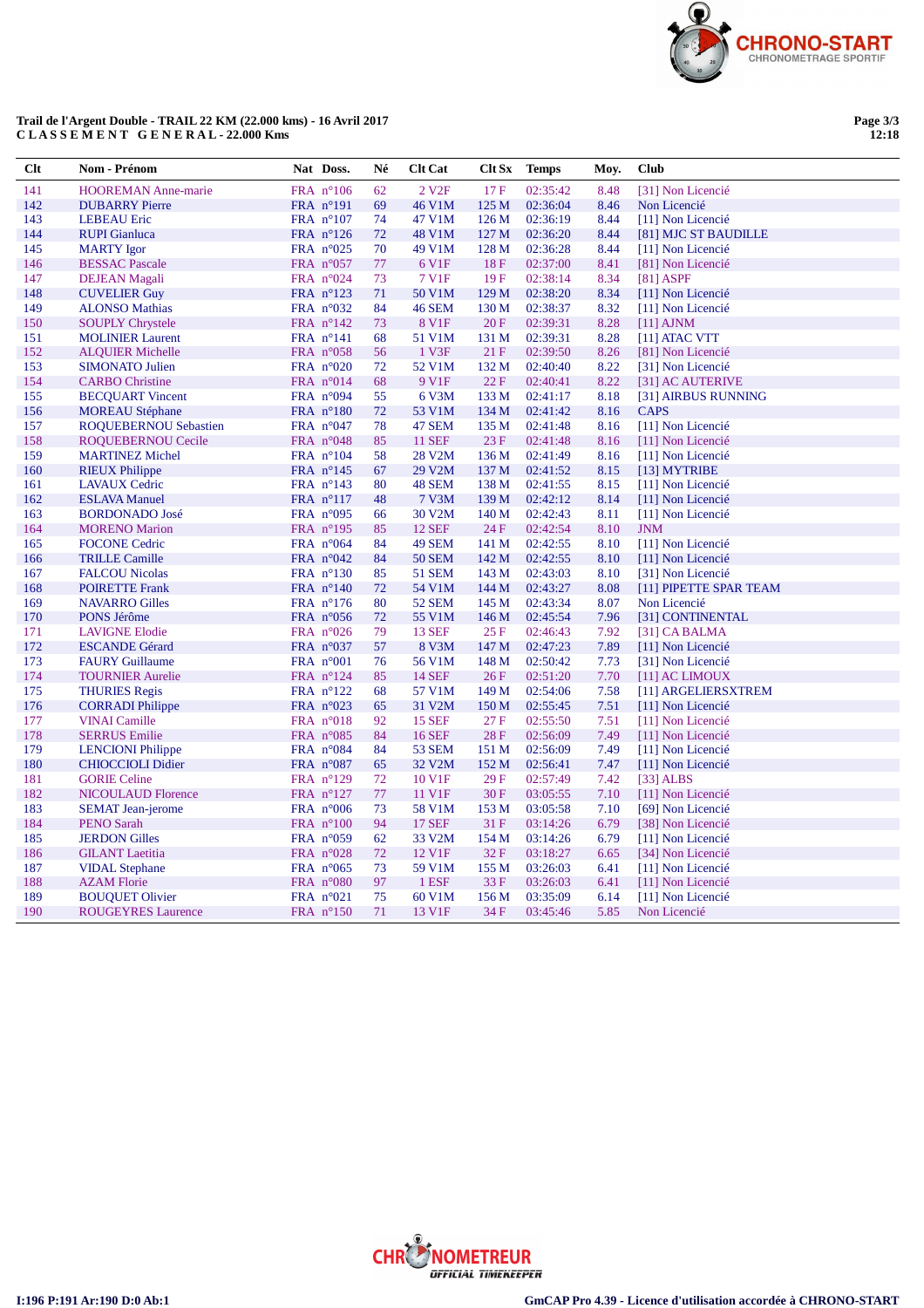**Trail de l'Argent Double - TRAIL 22 KM (22.000 kms) - 16 Avril 2017**
**C L A S S E M E N T   G E N E R A L - 22.000 Kms**

| Clt | Nom - Prénom | Nat | Doss. | Né | Clt Cat | Clt Sx | Temps | Moy. | Club |
|---|---|---|---|---|---|---|---|---|---|
| 141 | HOOREMAN Anne-marie | FRA | n°106 | 62 | 2 V2F | 17 F | 02:35:42 | 8.48 | [31] Non Licencié |
| 142 | DUBARRY Pierre | FRA | n°191 | 69 | 46 V1M | 125 M | 02:36:04 | 8.46 | Non Licencié |
| 143 | LEBEAU Eric | FRA | n°107 | 74 | 47 V1M | 126 M | 02:36:19 | 8.44 | [11] Non Licencié |
| 144 | RUPI Gianluca | FRA | n°126 | 72 | 48 V1M | 127 M | 02:36:20 | 8.44 | [81] MJC ST BAUDILLE |
| 145 | MARTY Igor | FRA | n°025 | 70 | 49 V1M | 128 M | 02:36:28 | 8.44 | [11] Non Licencié |
| 146 | BESSAC Pascale | FRA | n°057 | 77 | 6 V1F | 18 F | 02:37:00 | 8.41 | [81] Non Licencié |
| 147 | DEJEAN Magali | FRA | n°024 | 73 | 7 V1F | 19 F | 02:38:14 | 8.34 | [81] ASPF |
| 148 | CUVELIER Guy | FRA | n°123 | 71 | 50 V1M | 129 M | 02:38:20 | 8.34 | [11] Non Licencié |
| 149 | ALONSO Mathias | FRA | n°032 | 84 | 46 SEM | 130 M | 02:38:37 | 8.32 | [11] Non Licencié |
| 150 | SOUPLY Chrystele | FRA | n°142 | 73 | 8 V1F | 20 F | 02:39:31 | 8.28 | [11] AJNM |
| 151 | MOLINIER Laurent | FRA | n°141 | 68 | 51 V1M | 131 M | 02:39:31 | 8.28 | [11] ATAC VTT |
| 152 | ALQUIER Michelle | FRA | n°058 | 56 | 1 V3F | 21 F | 02:39:50 | 8.26 | [81] Non Licencié |
| 153 | SIMONATO Julien | FRA | n°020 | 72 | 52 V1M | 132 M | 02:40:40 | 8.22 | [31] Non Licencié |
| 154 | CARBO Christine | FRA | n°014 | 68 | 9 V1F | 22 F | 02:40:41 | 8.22 | [31] AC AUTERIVE |
| 155 | BECQUART Vincent | FRA | n°094 | 55 | 6 V3M | 133 M | 02:41:17 | 8.18 | [31] AIRBUS RUNNING |
| 156 | MOREAU Stéphane | FRA | n°180 | 72 | 53 V1M | 134 M | 02:41:42 | 8.16 | CAPS |
| 157 | ROQUEBERNOU Sebastien | FRA | n°047 | 78 | 47 SEM | 135 M | 02:41:48 | 8.16 | [11] Non Licencié |
| 158 | ROQUEBERNOU Cecile | FRA | n°048 | 85 | 11 SEF | 23 F | 02:41:48 | 8.16 | [11] Non Licencié |
| 159 | MARTINEZ Michel | FRA | n°104 | 58 | 28 V2M | 136 M | 02:41:49 | 8.16 | [11] Non Licencié |
| 160 | RIEUX Philippe | FRA | n°145 | 67 | 29 V2M | 137 M | 02:41:52 | 8.15 | [13] MYTRIBE |
| 161 | LAVAUX Cedric | FRA | n°143 | 80 | 48 SEM | 138 M | 02:41:55 | 8.15 | [11] Non Licencié |
| 162 | ESLAVA Manuel | FRA | n°117 | 48 | 7 V3M | 139 M | 02:42:12 | 8.14 | [11] Non Licencié |
| 163 | BORDONADO José | FRA | n°095 | 66 | 30 V2M | 140 M | 02:42:43 | 8.11 | [11] Non Licencié |
| 164 | MORENO Marion | FRA | n°195 | 85 | 12 SEF | 24 F | 02:42:54 | 8.10 | JNM |
| 165 | FOCONE Cedric | FRA | n°064 | 84 | 49 SEM | 141 M | 02:42:55 | 8.10 | [11] Non Licencié |
| 166 | TRILLE Camille | FRA | n°042 | 84 | 50 SEM | 142 M | 02:42:55 | 8.10 | [11] Non Licencié |
| 167 | FALCOU Nicolas | FRA | n°130 | 85 | 51 SEM | 143 M | 02:43:03 | 8.10 | [31] Non Licencié |
| 168 | POIRETTE Frank | FRA | n°140 | 72 | 54 V1M | 144 M | 02:43:27 | 8.08 | [11] PIPETTE SPAR TEAM |
| 169 | NAVARRO Gilles | FRA | n°176 | 80 | 52 SEM | 145 M | 02:43:34 | 8.07 | Non Licencié |
| 170 | PONS Jérôme | FRA | n°056 | 72 | 55 V1M | 146 M | 02:45:54 | 7.96 | [31] CONTINENTAL |
| 171 | LAVIGNE Elodie | FRA | n°026 | 79 | 13 SEF | 25 F | 02:46:43 | 7.92 | [31] CA BALMA |
| 172 | ESCANDE Gérard | FRA | n°037 | 57 | 8 V3M | 147 M | 02:47:23 | 7.89 | [11] Non Licencié |
| 173 | FAURY Guillaume | FRA | n°001 | 76 | 56 V1M | 148 M | 02:50:42 | 7.73 | [31] Non Licencié |
| 174 | TOURNIER Aurelie | FRA | n°124 | 85 | 14 SEF | 26 F | 02:51:20 | 7.70 | [11] AC LIMOUX |
| 175 | THURIES Regis | FRA | n°122 | 68 | 57 V1M | 149 M | 02:54:06 | 7.58 | [11] ARGELIERSXTREM |
| 176 | CORRADI Philippe | FRA | n°023 | 65 | 31 V2M | 150 M | 02:55:45 | 7.51 | [11] Non Licencié |
| 177 | VINAI Camille | FRA | n°018 | 92 | 15 SEF | 27 F | 02:55:50 | 7.51 | [11] Non Licencié |
| 178 | SERRUS Emilie | FRA | n°085 | 84 | 16 SEF | 28 F | 02:56:09 | 7.49 | [11] Non Licencié |
| 179 | LENCIONI Philippe | FRA | n°084 | 84 | 53 SEM | 151 M | 02:56:09 | 7.49 | [11] Non Licencié |
| 180 | CHIOCCIOLI Didier | FRA | n°087 | 65 | 32 V2M | 152 M | 02:56:41 | 7.47 | [11] Non Licencié |
| 181 | GORIE Celine | FRA | n°129 | 72 | 10 V1F | 29 F | 02:57:49 | 7.42 | [33] ALBS |
| 182 | NICOULAUD Florence | FRA | n°127 | 77 | 11 V1F | 30 F | 03:05:55 | 7.10 | [11] Non Licencié |
| 183 | SEMAT Jean-jerome | FRA | n°006 | 73 | 58 V1M | 153 M | 03:05:58 | 7.10 | [69] Non Licencié |
| 184 | PENO Sarah | FRA | n°100 | 94 | 17 SEF | 31 F | 03:14:26 | 6.79 | [38] Non Licencié |
| 185 | JERDON Gilles | FRA | n°059 | 62 | 33 V2M | 154 M | 03:14:26 | 6.79 | [11] Non Licencié |
| 186 | GILANT Laetitia | FRA | n°028 | 72 | 12 V1F | 32 F | 03:18:27 | 6.65 | [34] Non Licencié |
| 187 | VIDAL Stephane | FRA | n°065 | 73 | 59 V1M | 155 M | 03:26:03 | 6.41 | [11] Non Licencié |
| 188 | AZAM Florie | FRA | n°080 | 97 | 1 ESF | 33 F | 03:26:03 | 6.41 | [11] Non Licencié |
| 189 | BOUQUET Olivier | FRA | n°021 | 75 | 60 V1M | 156 M | 03:35:09 | 6.14 | [11] Non Licencié |
| 190 | ROUGEYRES Laurence | FRA | n°150 | 71 | 13 V1F | 34 F | 03:45:46 | 5.85 | Non Licencié |

I:196 P:191 Ar:190 D:0 Ab:1

GmCAP Pro 4.39 - Licence d'utilisation accordée à CHRONO-START